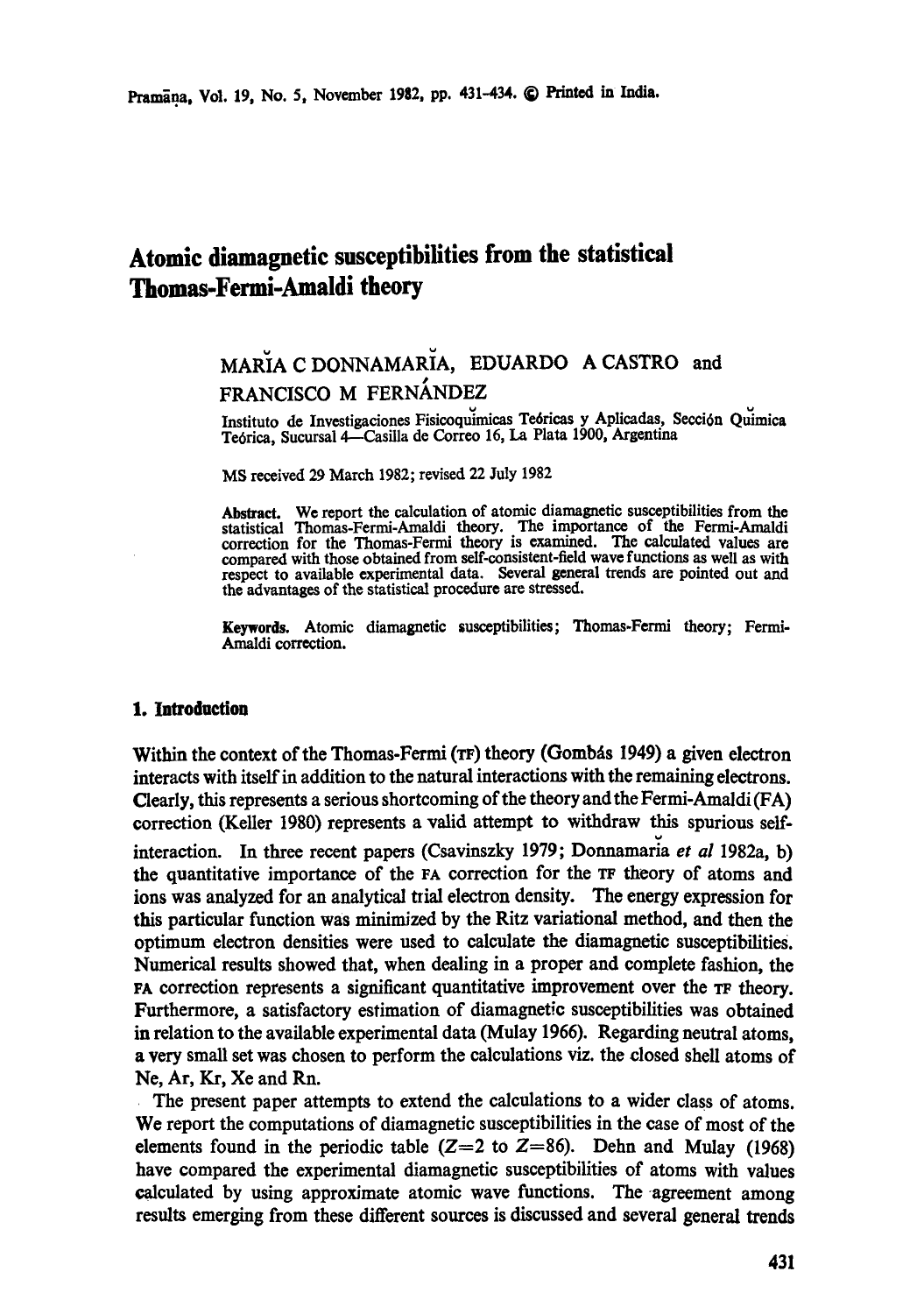# Atomic diamagnetic susceptibilities from the statistical Thomas-Fermi-Amaldi theory

MARĬA C DONNAMARĬA, EDUARDO A CASTRO and FRANCISCO M FERNÁNDEZ

Instituto de Investigaciones Fisicoquĭmicas Teóricas y Aplicadas, Sección Quĭmica Teórica, Sucursal 4—Casilla de Correo 16, La Plata 1900, Argentina

MS received 29 March 1982; revised 22 July 1982

**Abstract.** We report the calculation of atomic diamagnetic susceptibilities from the statistical Thomas-Fermi-Amaldi theory. The importance of the Fermi-Amaldi correction for the Thomas-Fermi theory is examined. The calculated values are compared with those obtained from self-consistent-field wave functions as well as with respect to available experimental data. Several general trends are pointed out and the advantages of the statistical procedure are stressed.

**Keywords.** Atomic diamagnetic susceptibilities; Thomas-Fermi theory; Fermi-Amaldi correction.

## 1. Introduction

Within the context of the Thomas-Fermi (TF) theory (Gombás 1949) a given electron interacts with itself in addition to the natural interactions with the remaining electrons. Clearly, this represents a serious shortcoming of the theory and the Fermi-Amaldi (FA) correction (Keller 1980) represents a valid attempt to withdraw this spurious self-interaction. In three recent papers (Csavinszky 1979; Donnamarĭa *et al* 1982a, b) the quantitative importance of the FA correction for the TF theory of atoms and ions was analyzed for an analytical trial electron density. The energy expression for this particular function was minimized by the Ritz variational method, and then the optimum electron densities were used to calculate the diamagnetic susceptibilities. Numerical results showed that, when dealing in a proper and complete fashion, the FA correction represents a significant quantitative improvement over the TF theory. Furthermore, a satisfactory estimation of diamagnetic susceptibilities was obtained in relation to the available experimental data (Mulay 1966). Regarding neutral atoms, a very small set was chosen to perform the calculations viz. the closed shell atoms of Ne, Ar, Kr, Xe and Rn.

The present paper attempts to extend the calculations to a wider class of atoms. We report the computations of diamagnetic susceptibilities in the case of most of the elements found in the periodic table ($Z=2$ to $Z=86$). Dehn and Mulay (1968) have compared the experimental diamagnetic susceptibilities of atoms with values calculated by using approximate atomic wave functions. The agreement among results emerging from these different sources is discussed and several general trends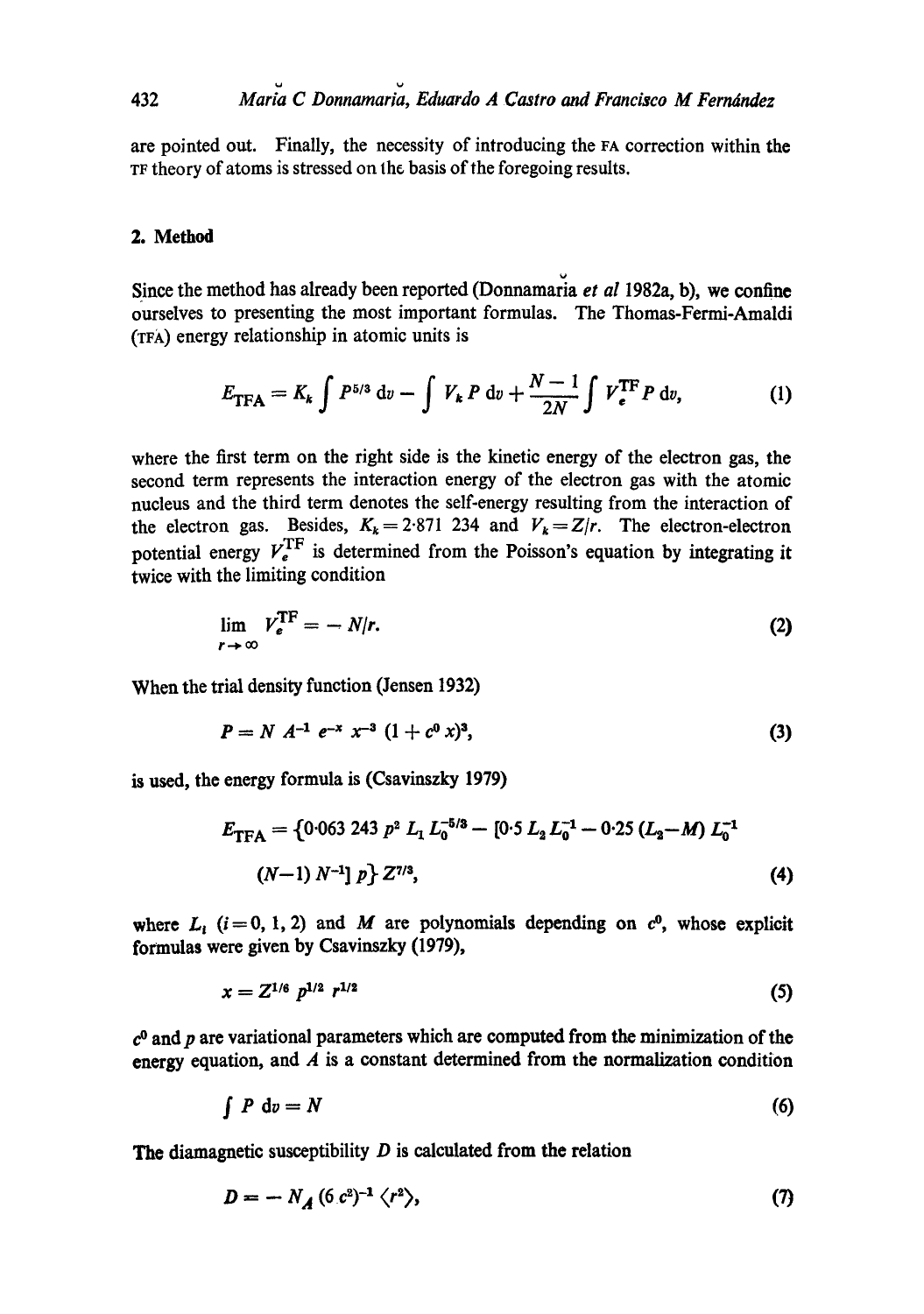are pointed out. Finally, the necessity of introducing the FA correction within the TF theory of atoms is stressed on the basis of the foregoing results.

## 2. Method

Since the method has already been reported (Donnamaria *et al* 1982a, b), we confine ourselves to presenting the most important formulas. The Thomas-Fermi-Amaldi (TFA) energy relationship in atomic units is

$$E_{\mathrm{TFA}} = K_k \int P^{5/3}\,\mathrm{d}v - \int V_k P\,\mathrm{d}v + \frac{N-1}{2N}\int V_e^{\mathrm{TF}} P\,\mathrm{d}v, \tag{1}$$

where the first term on the right side is the kinetic energy of the electron gas, the second term represents the interaction energy of the electron gas with the atomic nucleus and the third term denotes the self-energy resulting from the interaction of the electron gas. Besides, $K_k = 2{\cdot}871\ 234$ and $V_k = Z/r$. The electron-electron potential energy $V_e^{\mathrm{TF}}$ is determined from the Poisson's equation by integrating it twice with the limiting condition

$$\lim_{r\to\infty} V_e^{\mathrm{TF}} = -N/r. \tag{2}$$

When the trial density function (Jensen 1932)

$$P = N\,A^{-1}\,e^{-x}\,x^{-3}\,(1+c^0 x)^3, \tag{3}$$

is used, the energy formula is (Csavinszky 1979)

$$E_{\mathrm{TFA}} = \{0{\cdot}063\ 243\ p^2 L_1 L_0^{-5/3} - [0{\cdot}5\, L_2 L_0^{-1} - 0{\cdot}25\,(L_2 - M)\,L_0^{-1}\,(N-1)\,N^{-1}]\,p\}\,Z^{7/3}, \tag{4}$$

where $L_i$ ($i = 0, 1, 2$) and $M$ are polynomials depending on $c^0$, whose explicit formulas were given by Csavinszky (1979),

$$x = Z^{1/6}\,p^{1/2}\,r^{1/2} \tag{5}$$

$c^0$ and $p$ are variational parameters which are computed from the minimization of the energy equation, and $A$ is a constant determined from the normalization condition

$$\int P\,\mathrm{d}v = N \tag{6}$$

The diamagnetic susceptibility $D$ is calculated from the relation

$$D = -N_A\,(6\,c^2)^{-1}\,\langle r^2\rangle, \tag{7}$$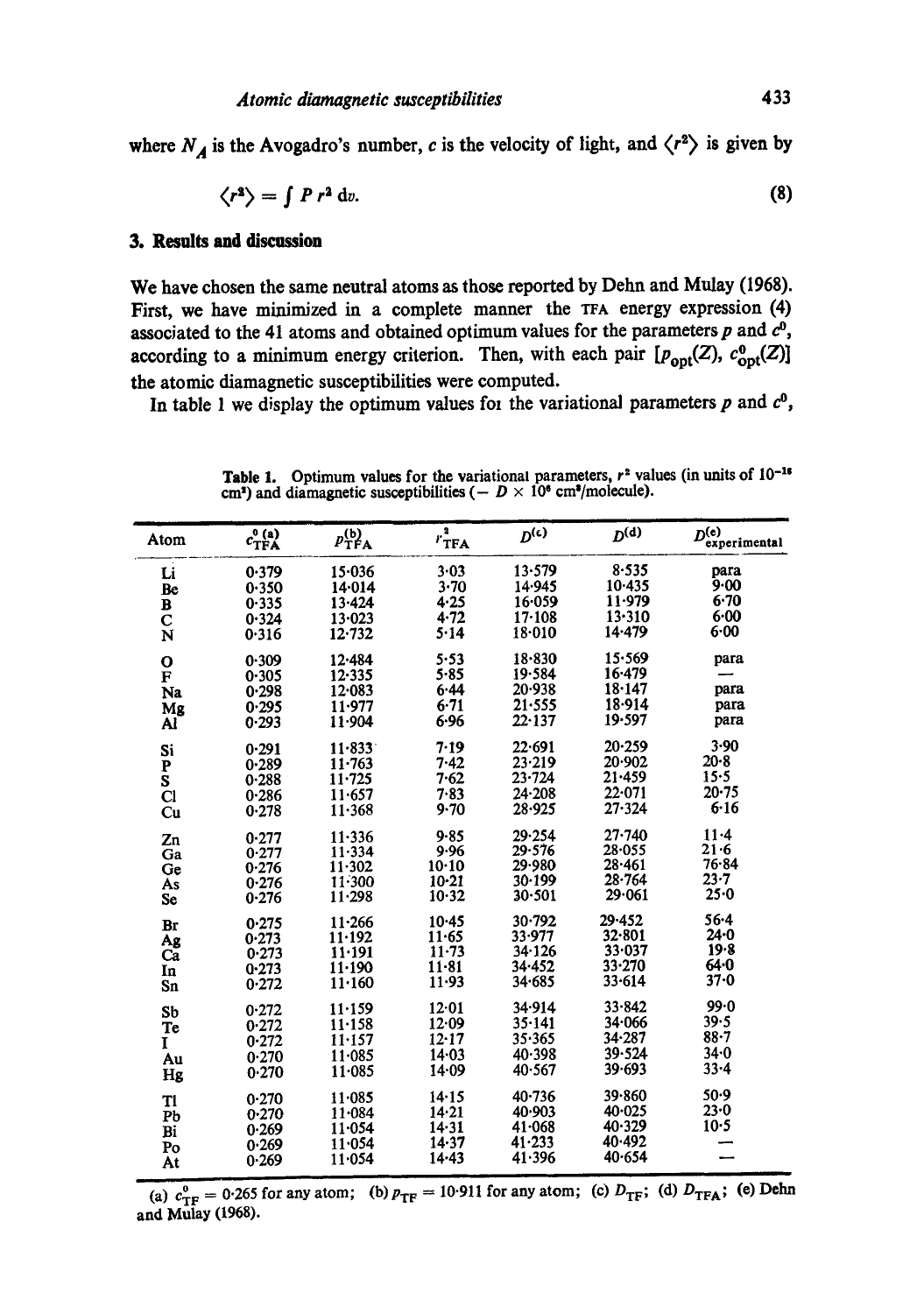where $N_A$ is the Avogadro's number, $c$ is the velocity of light, and $\langle r^2 \rangle$ is given by

$$\langle r^2 \rangle = \int P\, r^2\, \mathrm{d}v. \tag{8}$$

## 3. Results and discussion

We have chosen the same neutral atoms as those reported by Dehn and Mulay (1968). First, we have minimized in a complete manner the TFA energy expression (4) associated to the 41 atoms and obtained optimum values for the parameters $p$ and $c^0$, according to a minimum energy criterion. Then, with each pair $[p_{\mathrm{opt}}(Z), c^0_{\mathrm{opt}}(Z)]$ the atomic diamagnetic susceptibilities were computed.

In table 1 we display the optimum values foı the variational parameters $p$ and $c^0$,

**Table 1.** Optimum values for the variational parameters, $r^2$ values (in units of $10^{-18}$ cm$^2$) and diamagnetic susceptibilities ($-D \times 10^6$ cm$^3$/molecule).

| Atom | $c^{0\,(a)}_{\mathrm{TFA}}$ | $p^{(b)}_{\mathrm{TFA}}$ | $r^2_{\mathrm{TFA}}$ | $D^{(c)}$ | $D^{(d)}$ | $D^{(e)}_{\mathrm{experimental}}$ |
|---|---|---|---|---|---|---|
| Li | 0·379 | 15·036 | 3·03 | 13·579 | 8·535 | para |
| Be | 0·350 | 14·014 | 3·70 | 14·945 | 10·435 | 9·00 |
| B | 0·335 | 13·424 | 4·25 | 16·059 | 11·979 | 6·70 |
| C | 0·324 | 13·023 | 4·72 | 17·108 | 13·310 | 6·00 |
| N | 0·316 | 12·732 | 5·14 | 18·010 | 14·479 | 6·00 |
| O | 0·309 | 12·484 | 5·53 | 18·830 | 15·569 | para |
| F | 0·305 | 12·335 | 5·85 | 19·584 | 16·479 | — |
| Na | 0·298 | 12·083 | 6·44 | 20·938 | 18·147 | para |
| Mg | 0·295 | 11·977 | 6·71 | 21·555 | 18·914 | para |
| Al | 0·293 | 11·904 | 6·96 | 22·137 | 19·597 | para |
| Si | 0·291 | 11·833 | 7·19 | 22·691 | 20·259 | 3·90 |
| P | 0·289 | 11·763 | 7·42 | 23·219 | 20·902 | 20·8 |
| S | 0·288 | 11·725 | 7·62 | 23·724 | 21·459 | 15·5 |
| Cl | 0·286 | 11·657 | 7·83 | 24·208 | 22·071 | 20·75 |
| Cu | 0·278 | 11·368 | 9·70 | 28·925 | 27·324 | 6·16 |
| Zn | 0·277 | 11·336 | 9·85 | 29·254 | 27·740 | 11·4 |
| Ga | 0·277 | 11·334 | 9·96 | 29·576 | 28·055 | 21·6 |
| Ge | 0·276 | 11·302 | 10·10 | 29·980 | 28·461 | 76·84 |
| As | 0·276 | 11·300 | 10·21 | 30·199 | 28·764 | 23·7 |
| Se | 0·276 | 11·298 | 10·32 | 30·501 | 29·061 | 25·0 |
| Br | 0·275 | 11·266 | 10·45 | 30·792 | 29·452 | 56·4 |
| Ag | 0·273 | 11·192 | 11·65 | 33·977 | 32·801 | 24·0 |
| Ca | 0·273 | 11·191 | 11·73 | 34·126 | 33·037 | 19·8 |
| In | 0·273 | 11·190 | 11·81 | 34·452 | 33·270 | 64·0 |
| Sn | 0·272 | 11·160 | 11·93 | 34·685 | 33·614 | 37·0 |
| Sb | 0·272 | 11·159 | 12·01 | 34·914 | 33·842 | 99·0 |
| Te | 0·272 | 11·158 | 12·09 | 35·141 | 34·066 | 39·5 |
| I | 0·272 | 11·157 | 12·17 | 35·365 | 34·287 | 88·7 |
| Au | 0·270 | 11·085 | 14·03 | 40·398 | 39·524 | 34·0 |
| Hg | 0·270 | 11·085 | 14·09 | 40·567 | 39·693 | 33·4 |
| Tl | 0·270 | 11·085 | 14·15 | 40·736 | 39·860 | 50·9 |
| Pb | 0·270 | 11·084 | 14·21 | 40·903 | 40·025 | 23·0 |
| Bi | 0·269 | 11·054 | 14·31 | 41·068 | 40·329 | 10·5 |
| Po | 0·269 | 11·054 | 14·37 | 41·233 | 40·492 | — |
| At | 0·269 | 11·054 | 14·43 | 41·396 | 40·654 | — |

(a) $c^0_{\mathrm{TF}} = 0{\cdot}265$ for any atom; (b) $p_{\mathrm{TF}} = 10{\cdot}911$ for any atom; (c) $D_{\mathrm{TF}}$; (d) $D_{\mathrm{TFA}}$; (e) Dehn and Mulay (1968).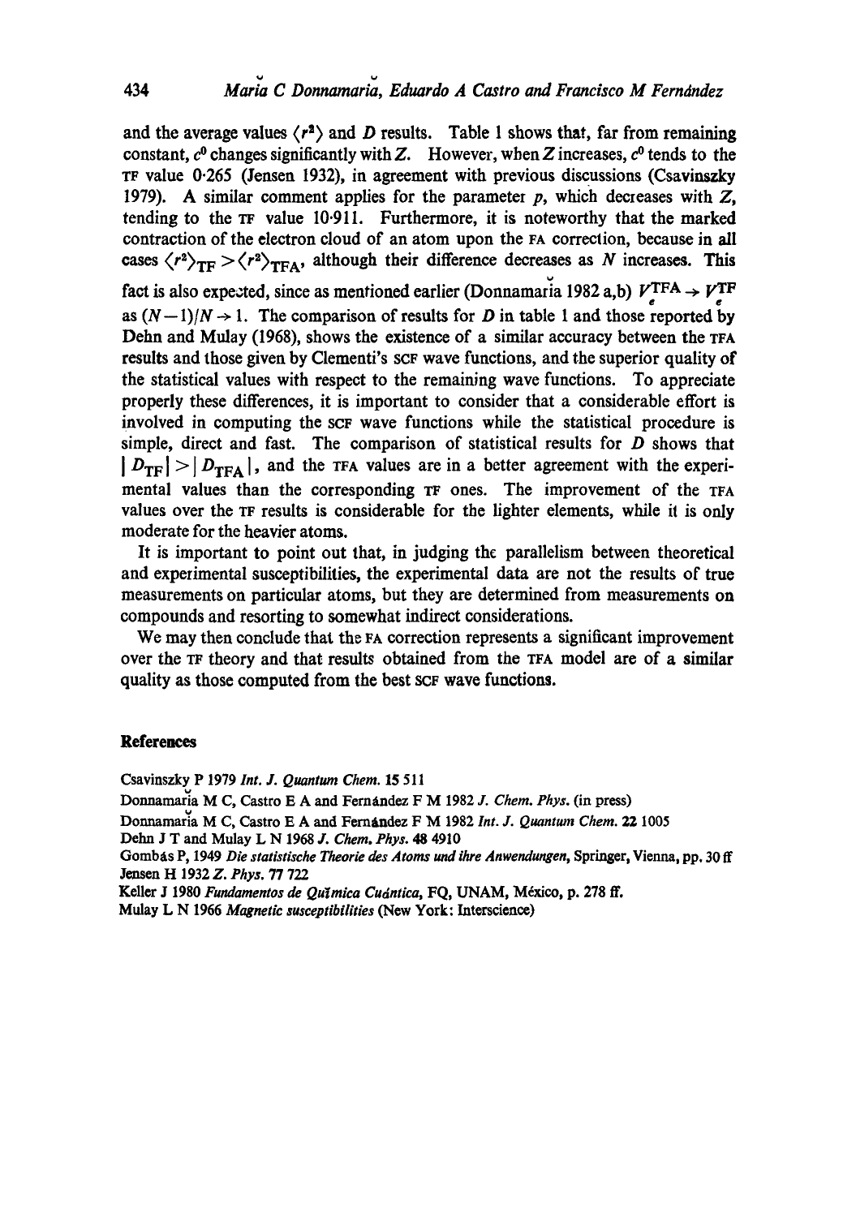and the average values $\langle r^2 \rangle$ and $D$ results. Table 1 shows that, far from remaining constant, $c^0$ changes significantly with $Z$. However, when $Z$ increases, $c^0$ tends to the TF value 0·265 (Jensen 1932), in agreement with previous discussions (Csavinszky 1979). A similar comment applies for the parameter $p$, which decreases with $Z$, tending to the TF value 10·911. Furthermore, it is noteworthy that the marked contraction of the electron cloud of an atom upon the FA correction, because in all cases $\langle r^2 \rangle_{TF} > \langle r^2 \rangle_{TFA}$, although their difference decreases as $N$ increases. This fact is also expected, since as mentioned earlier (Donnamaría 1982 a,b) $V_e^{TFA} \rightarrow V_e^{TF}$ as $(N-1)/N \rightarrow 1$. The comparison of results for $D$ in table 1 and those reported by Dehn and Mulay (1968), shows the existence of a similar accuracy between the TFA results and those given by Clementi's SCF wave functions, and the superior quality of the statistical values with respect to the remaining wave functions. To appreciate properly these differences, it is important to consider that a considerable effort is involved in computing the SCF wave functions while the statistical procedure is simple, direct and fast. The comparison of statistical results for $D$ shows that $|D_{TF}| > |D_{TFA}|$, and the TFA values are in a better agreement with the experimental values than the corresponding TF ones. The improvement of the TFA values over the TF results is considerable for the lighter elements, while it is only moderate for the heavier atoms.

It is important to point out that, in judging the parallelism between theoretical and experimental susceptibilities, the experimental data are not the results of true measurements on particular atoms, but they are determined from measurements on compounds and resorting to somewhat indirect considerations.

We may then conclude that the FA correction represents a significant improvement over the TF theory and that results obtained from the TFA model are of a similar quality as those computed from the best SCF wave functions.

## References

Csavinszky P 1979 *Int. J. Quantum Chem.* **15** 511

Donnamaría M C, Castro E A and Fernández F M 1982 *J. Chem. Phys.* (in press)

Donnamaría M C, Castro E A and Fernández F M 1982 *Int. J. Quantum Chem.* **22** 1005

Dehn J T and Mulay L N 1968 *J. Chem. Phys.* **48** 4910

Gombás P, 1949 *Die statistische Theorie des Atoms und ihre Anwendungen*, Springer, Vienna, pp. 30 ff

Jensen H 1932 *Z. Phys.* **77** 722

Keller J 1980 *Fundamentos de Química Cuántica*, FQ, UNAM, México, p. 278 ff.

Mulay L N 1966 *Magnetic susceptibilities* (New York: Interscience)